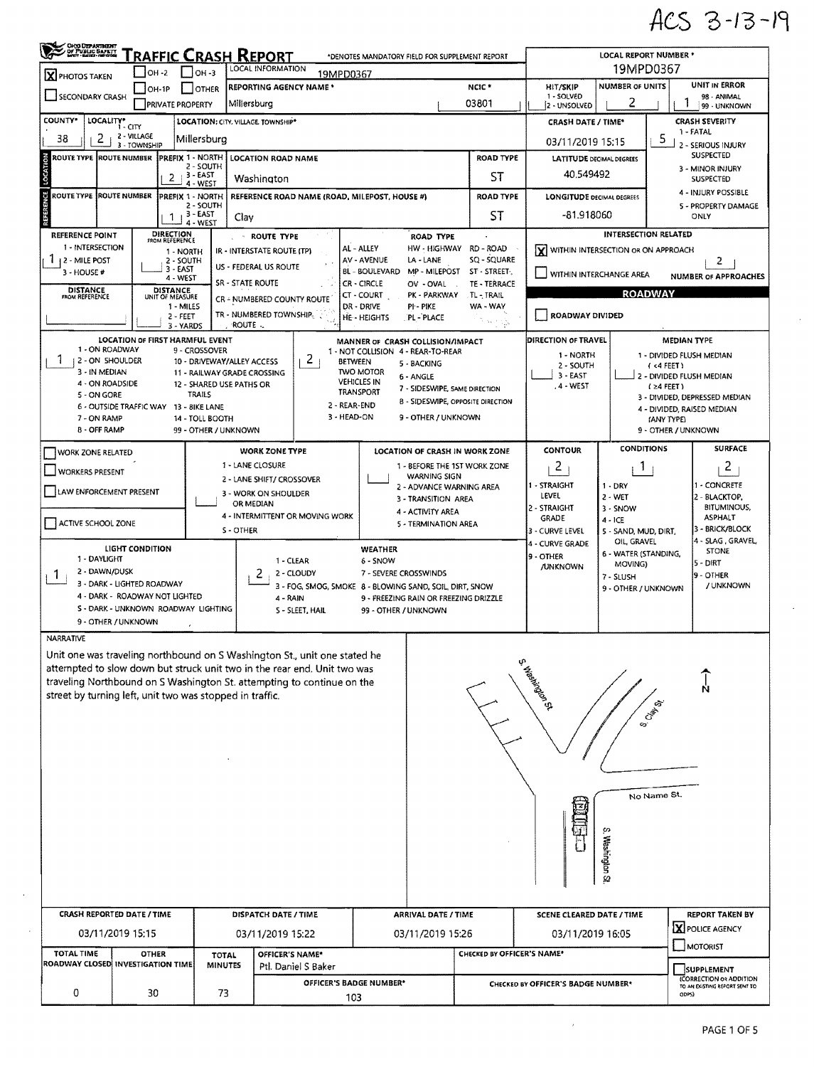ACS 3-13-19

# TRAFFIC CRASH REPORT

OHIO DEPARTMENT OF PUBLIC SAFETY

*DENOTES MANDATORY FIELD FOR SUPPLEMENT REPORT

LOCAL REPORT NUMBER *: 19MPD0367

| | | |
|---|---|---|
| [X] PHOTOS TAKEN | [ ] OH-2 | [ ] OH-3 |
| [ ] SECONDARY CRASH | [ ] OH-1P | [ ] OTHER |
| | [ ] PRIVATE PROPERTY | |

LOCAL INFORMATION: 19MPD0367

REPORTING AGENCY NAME *: Millersburg

NCIC *: 03801

HIT/SKIP (1 - SOLVED, 2 - UNSOLVED):

NUMBER OF UNITS: 2

UNIT IN ERROR (98 - ANIMAL, 99 - UNKNOWN): 1

COUNTY*: 38

LOCALITY* (1 - CITY, 2 - VILLAGE, 3 - TOWNSHIP): 2

LOCATION: CITY, VILLAGE, TOWNSHIP*: Millersburg

CRASH DATE / TIME*: 03/11/2019 15:15

CRASH SEVERITY (1 - FATAL, 2 - SERIOUS INJURY SUSPECTED, 3 - MINOR INJURY SUSPECTED, 4 - INJURY POSSIBLE, 5 - PROPERTY DAMAGE ONLY): 5

## LOCATION

ROUTE TYPE:

ROUTE NUMBER:

PREFIX (1 - NORTH, 2 - SOUTH, 3 - EAST, 4 - WEST): 2

LOCATION ROAD NAME: Washington

ROAD TYPE: ST

LATITUDE DECIMAL DEGREES: 40.549492

## REFERENCE

ROUTE TYPE:

ROUTE NUMBER:

PREFIX (1 - NORTH, 2 - SOUTH, 3 - EAST, 4 - WEST): 1

REFERENCE ROAD NAME (ROAD, MILEPOST, HOUSE #): Clay

ROAD TYPE: ST

LONGITUDE DECIMAL DEGREES: -81.918060

REFERENCE POINT (1 - INTERSECTION, 2 - MILE POST, 3 - HOUSE #): 1

DIRECTION FROM REFERENCE (1 - NORTH, 2 - SOUTH, 3 - EAST, 4 - WEST):

DISTANCE FROM REFERENCE:

DISTANCE UNIT OF MEASURE (1 - MILES, 2 - FEET, 3 - YARDS):

ROUTE TYPE: IR - INTERSTATE ROUTE (TP); US - FEDERAL US ROUTE; SR - STATE ROUTE; CR - NUMBERED COUNTY ROUTE; TR - NUMBERED TOWNSHIP ROUTE

ROAD TYPE: AL - ALLEY; AV - AVENUE; BL - BOULEVARD; CR - CIRCLE; CT - COURT; DR - DRIVE; HE - HEIGHTS; HW - HIGHWAY; LA - LANE; MP - MILEPOST; OV - OVAL; PK - PARKWAY; PI - PIKE; PL - PLACE; RD - ROAD; SQ - SQUARE; ST - STREET; TE - TERRACE; TL - TRAIL; WA - WAY

## INTERSECTION RELATED

[X] WITHIN INTERSECTION OR ON APPROACH

[ ] WITHIN INTERCHANGE AREA

NUMBER OF APPROACHES: 2

## ROADWAY

[ ] ROADWAY DIVIDED

LOCATION OF FIRST HARMFUL EVENT: 1
(1 - ON ROADWAY; 2 - ON SHOULDER; 3 - IN MEDIAN; 4 - ON ROADSIDE; 5 - ON GORE; 6 - OUTSIDE TRAFFIC WAY; 7 - ON RAMP; 8 - OFF RAMP; 9 - CROSSOVER; 10 - DRIVEWAY/ALLEY ACCESS; 11 - RAILWAY GRADE CROSSING; 12 - SHARED USE PATHS OR TRAILS; 13 - BIKE LANE; 14 - TOLL BOOTH; 99 - OTHER / UNKNOWN)

MANNER OF CRASH COLLISION/IMPACT: 2
(1 - NOT COLLISION BETWEEN TWO MOTOR VEHICLES IN TRANSPORT; 2 - REAR-END; 3 - HEAD-ON; 4 - REAR-TO-REAR; 5 - BACKING; 6 - ANGLE; 7 - SIDESWIPE, SAME DIRECTION; 8 - SIDESWIPE, OPPOSITE DIRECTION; 9 - OTHER / UNKNOWN)

DIRECTION OF TRAVEL: (1 - NORTH; 2 - SOUTH; 3 - EAST; 4 - WEST)

MEDIAN TYPE: (1 - DIVIDED FLUSH MEDIAN (<4 FEET); 2 - DIVIDED FLUSH MEDIAN (≥4 FEET); 3 - DIVIDED, DEPRESSED MEDIAN; 4 - DIVIDED, RAISED MEDIAN (ANY TYPE); 9 - OTHER / UNKNOWN)

[ ] WORK ZONE RELATED

[ ] WORKERS PRESENT

[ ] LAW ENFORCEMENT PRESENT

[ ] ACTIVE SCHOOL ZONE

WORK ZONE TYPE: (1 - LANE CLOSURE; 2 - LANE SHIFT/ CROSSOVER; 3 - WORK ON SHOULDER OR MEDIAN; 4 - INTERMITTENT OR MOVING WORK; 5 - OTHER)

LOCATION OF CRASH IN WORK ZONE: (1 - BEFORE THE 1ST WORK ZONE WARNING SIGN; 2 - ADVANCE WARNING AREA; 3 - TRANSITION AREA; 4 - ACTIVITY AREA; 5 - TERMINATION AREA)

CONTOUR: 2 (1 - STRAIGHT LEVEL; 2 - STRAIGHT GRADE; 3 - CURVE LEVEL; 4 - CURVE GRADE; 9 - OTHER /UNKNOWN)

CONDITIONS: 1 (1 - DRY; 2 - WET; 3 - SNOW; 4 - ICE; 5 - SAND, MUD, DIRT, OIL, GRAVEL; 6 - WATER (STANDING, MOVING); 7 - SLUSH; 9 - OTHER / UNKNOWN)

SURFACE: 2 (1 - CONCRETE; 2 - BLACKTOP, BITUMINOUS, ASPHALT; 3 - BRICK/BLOCK; 4 - SLAG, GRAVEL, STONE; 5 - DIRT; 9 - OTHER / UNKNOWN)

LIGHT CONDITION: 1 (1 - DAYLIGHT; 2 - DAWN/DUSK; 3 - DARK - LIGHTED ROADWAY; 4 - DARK - ROADWAY NOT LIGHTED; 5 - DARK - UNKNOWN ROADWAY LIGHTING; 9 - OTHER / UNKNOWN)

WEATHER: 2 (1 - CLEAR; 2 - CLOUDY; 3 - FOG, SMOG, SMOKE; 4 - RAIN; 5 - SLEET, HAIL; 6 - SNOW; 7 - SEVERE CROSSWINDS; 8 - BLOWING SAND, SOIL, DIRT, SNOW; 9 - FREEZING RAIN OR FREEZING DRIZZLE; 99 - OTHER / UNKNOWN)

## NARRATIVE

Unit one was traveling northbound on S Washington St., unit one stated he attempted to slow down but struck unit two in the rear end. Unit two was traveling Northbound on S Washington St. attempting to continue on the street by turning left, unit two was stopped in traffic.

S. Washington St. — S. Clay St. — No Name St. — S. Washington St. — N

| CRASH REPORTED DATE / TIME | DISPATCH DATE / TIME | ARRIVAL DATE / TIME | SCENE CLEARED DATE / TIME | REPORT TAKEN BY |
|---|---|---|---|---|
| 03/11/2019 15:15 | 03/11/2019 15:22 | 03/11/2019 15:26 | 03/11/2019 16:05 | [X] POLICE AGENCY [ ] MOTORIST |

| TOTAL TIME ROADWAY CLOSED | OTHER INVESTIGATION TIME | TOTAL MINUTES | OFFICER'S NAME* | CHECKED BY OFFICER'S NAME* |
|---|---|---|---|---|
| 0 | 30 | 73 | Ptl. Daniel S Baker | |

OFFICER'S BADGE NUMBER*: 103

CHECKED BY OFFICER'S BADGE NUMBER*:

[ ] SUPPLEMENT (CORRECTION OR ADDITION TO AN EXISTING REPORT SENT TO ODPS)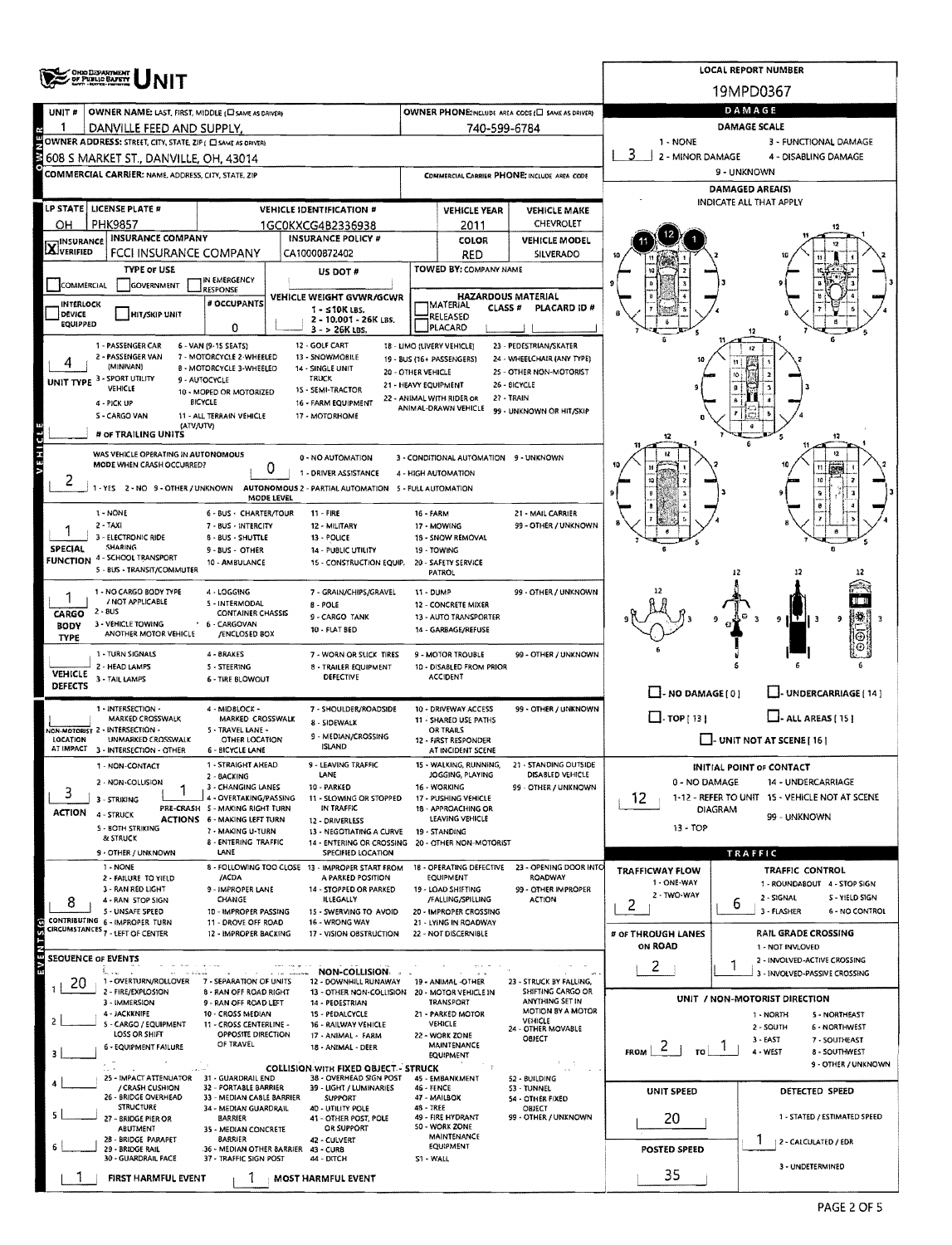# UNIT

**LOCAL REPORT NUMBER:** 19MPD0367

| Field | Value |
|---|---|
| UNIT # | 1 |
| OWNER NAME: LAST, FIRST, MIDDLE | DANVILLE FEED AND SUPPLY, |
| OWNER PHONE | 740-599-6784 |
| OWNER ADDRESS: STREET, CITY, STATE, ZIP | 608 S MARKET ST., DANVILLE, OH, 43014 |
| COMMERCIAL CARRIER: NAME, ADDRESS, CITY, STATE, ZIP | |
| COMMERCIAL CARRIER PHONE | |
| LP STATE | OH |
| LICENSE PLATE # | PHK9857 |
| VEHICLE IDENTIFICATION # | 1GC0KXCG4B2336938 |
| VEHICLE YEAR | 2011 |
| VEHICLE MAKE | CHEVROLET |
| INSURANCE VERIFIED | X |
| INSURANCE COMPANY | FCCI INSURANCE COMPANY |
| INSURANCE POLICY # | CA10000872402 |
| COLOR | RED |
| VEHICLE MODEL | SILVERADO |
| TYPE OF USE | |
| US DOT # | |
| TOWED BY: COMPANY NAME | |
| # OCCUPANTS | 0 |
| VEHICLE WEIGHT GVWR/GCWR | |
| HAZARDOUS MATERIAL | |
| UNIT TYPE | 4 |
| # OF TRAILING UNITS | |
| WAS VEHICLE OPERATING IN AUTONOMOUS MODE WHEN CRASH OCCURRED? | 2 |
| AUTONOMOUS MODE LEVEL | 0 |
| SPECIAL FUNCTION | 1 |
| CARGO BODY TYPE | 1 |
| VEHICLE DEFECTS | |
| NON-MOTORIST LOCATION AT IMPACT | |
| ACTION | 3 |
| PRE-CRASH ACTIONS | 1 |
| CONTRIBUTING CIRCUMSTANCES | 8 |

**UNIT TYPE:** 1 - PASSENGER CAR; 2 - PASSENGER VAN (MINIVAN); 3 - SPORT UTILITY VEHICLE; 4 - PICK UP; 5 - CARGO VAN; 6 - VAN (9-15 SEATS); 7 - MOTORCYCLE 2-WHEELED; 8 - MOTORCYCLE 3-WHEELED; 9 - AUTOCYCLE; 10 - MOPED OR MOTORIZED BICYCLE; 11 - ALL TERRAIN VEHICLE (ATV/UTV); 12 - GOLF CART; 13 - SNOWMOBILE; 14 - SINGLE UNIT TRUCK; 15 - SEMI-TRACTOR; 16 - FARM EQUIPMENT; 17 - MOTORHOME; 18 - LIMO (LIVERY VEHICLE); 19 - BUS (16+ PASSENGERS); 20 - OTHER VEHICLE; 21 - HEAVY EQUIPMENT; 22 - ANIMAL WITH RIDER OR ANIMAL-DRAWN VEHICLE; 23 - PEDESTRIAN/SKATER; 24 - WHEELCHAIR (ANY TYPE); 25 - OTHER NON-MOTORIST; 26 - BICYCLE; 27 - TRAIN; 99 - UNKNOWN OR HIT/SKIP

**AUTONOMOUS:** 1 - YES; 2 - NO; 9 - OTHER / UNKNOWN. 0 - NO AUTOMATION; 1 - DRIVER ASSISTANCE; 2 - PARTIAL AUTOMATION; 3 - CONDITIONAL AUTOMATION; 4 - HIGH AUTOMATION; 5 - FULL AUTOMATION; 9 - UNKNOWN

**SPECIAL FUNCTION:** 1 - NONE; 2 - TAXI; 3 - ELECTRONIC RIDE SHARING; 4 - SCHOOL TRANSPORT; 5 - BUS - TRANSIT/COMMUTER; 6 - BUS - CHARTER/TOUR; 7 - BUS - INTERCITY; 8 - BUS - SHUTTLE; 9 - BUS - OTHER; 10 - AMBULANCE; 11 - FIRE; 12 - MILITARY; 13 - POLICE; 14 - PUBLIC UTILITY; 15 - CONSTRUCTION EQUIP.; 16 - FARM; 17 - MOWING; 18 - SNOW REMOVAL; 19 - TOWING; 20 - SAFETY SERVICE PATROL; 21 - MAIL CARRIER; 99 - OTHER / UNKNOWN

**CARGO BODY TYPE:** 1 - NO CARGO BODY TYPE / NOT APPLICABLE; 2 - BUS; 3 - VEHICLE TOWING ANOTHER MOTOR VEHICLE; 4 - LOGGING; 5 - INTERMODAL CONTAINER CHASSIS; 6 - CARGOVAN /ENCLOSED BOX; 7 - GRAIN/CHIPS/GRAVEL; 8 - POLE; 9 - CARGO TANK; 10 - FLAT BED; 11 - DUMP; 12 - CONCRETE MIXER; 13 - AUTO TRANSPORTER; 14 - GARBAGE/REFUSE; 99 - OTHER / UNKNOWN

**VEHICLE DEFECTS:** 1 - TURN SIGNALS; 2 - HEAD LAMPS; 3 - TAIL LAMPS; 4 - BRAKES; 5 - STEERING; 6 - TIRE BLOWOUT; 7 - WORN OR SLICK TIRES; 8 - TRAILER EQUIPMENT DEFECTIVE; 9 - MOTOR TROUBLE; 10 - DISABLED FROM PRIOR ACCIDENT; 99 - OTHER / UNKNOWN

**ACTION:** 1 - NON-CONTACT; 2 - NON-COLLISION; 3 - STRIKING; 4 - STRUCK; 5 - BOTH STRIKING & STRUCK; 9 - OTHER / UNKNOWN

**PRE-CRASH ACTIONS:** 1 - STRAIGHT AHEAD; 2 - BACKING; 3 - CHANGING LANES; 4 - OVERTAKING/PASSING; 5 - MAKING RIGHT TURN; 6 - MAKING LEFT TURN; 7 - MAKING U-TURN; 8 - ENTERING TRAFFIC LANE; 9 - LEAVING TRAFFIC LANE; 10 - PARKED; 11 - SLOWING OR STOPPED IN TRAFFIC; 12 - DRIVERLESS; 13 - NEGOTIATING A CURVE; 14 - ENTERING OR CROSSING SPECIFIED LOCATION; 15 - WALKING, RUNNING, JOGGING, PLAYING; 16 - WORKING; 17 - PUSHING VEHICLE; 18 - APPROACHING OR LEAVING VEHICLE; 19 - STANDING; 20 - OTHER NON-MOTORIST; 21 - STANDING OUTSIDE DISABLED VEHICLE; 99 - OTHER / UNKNOWN

**CONTRIBUTING CIRCUMSTANCES:** 1 - NONE; 2 - FAILURE TO YIELD; 3 - RAN RED LIGHT; 4 - RAN STOP SIGN; 5 - UNSAFE SPEED; 6 - IMPROPER TURN; 7 - LEFT OF CENTER; 8 - FOLLOWING TOO CLOSE /ACDA; 9 - IMPROPER LANE CHANGE; 10 - IMPROPER PASSING; 11 - DROVE OFF ROAD; 12 - IMPROPER BACKING; 13 - IMPROPER START FROM A PARKED POSITION; 14 - STOPPED OR PARKED ILLEGALLY; 15 - SWERVING TO AVOID; 16 - WRONG WAY; 17 - VISION OBSTRUCTION; 18 - OPERATING DEFECTIVE EQUIPMENT; 19 - LOAD SHIFTING /FALLING/SPILLING; 20 - IMPROPER CROSSING; 21 - LYING IN ROADWAY; 22 - NOT DISCERNIBLE; 23 - OPENING DOOR INTO ROADWAY; 99 - OTHER IMPROPER ACTION

## SEQUENCE OF EVENTS

| # | Event |
|---|---|
| 1 | 20 |
| 2 | |
| 3 | |
| 4 | |
| 5 | |
| 6 | |

| FIRST HARMFUL EVENT | MOST HARMFUL EVENT |
|---|---|
| 1 | 1 |

**NON-COLLISION:** 1 - OVERTURN/ROLLOVER; 2 - FIRE/EXPLOSION; 3 - IMMERSION; 4 - JACKKNIFE; 5 - CARGO / EQUIPMENT LOSS OR SHIFT; 6 - EQUIPMENT FAILURE; 7 - SEPARATION OF UNITS; 8 - RAN OFF ROAD RIGHT; 9 - RAN OFF ROAD LEFT; 10 - CROSS MEDIAN; 11 - CROSS CENTERLINE - OPPOSITE DIRECTION OF TRAVEL; 12 - DOWNHILL RUNAWAY; 13 - OTHER NON-COLLISION; 14 - PEDESTRIAN; 15 - PEDALCYCLE; 16 - RAILWAY VEHICLE; 17 - ANIMAL - FARM; 18 - ANIMAL - DEER; 19 - ANIMAL -OTHER; 20 - MOTOR VEHICLE IN TRANSPORT; 21 - PARKED MOTOR VEHICLE; 22 - WORK ZONE MAINTENANCE EQUIPMENT; 23 - STRUCK BY FALLING, SHIFTING CARGO OR ANYTHING SET IN MOTION BY A MOTOR VEHICLE; 24 - OTHER MOVABLE OBJECT

**COLLISION WITH FIXED OBJECT - STRUCK:** 25 - IMPACT ATTENUATOR / CRASH CUSHION; 26 - BRIDGE OVERHEAD STRUCTURE; 27 - BRIDGE PIER OR ABUTMENT; 28 - BRIDGE PARAPET; 29 - BRIDGE RAIL; 30 - GUARDRAIL FACE; 31 - GUARDRAIL END; 32 - PORTABLE BARRIER; 33 - MEDIAN CABLE BARRIER; 34 - MEDIAN GUARDRAIL BARRIER; 35 - MEDIAN CONCRETE BARRIER; 36 - MEDIAN OTHER BARRIER; 37 - TRAFFIC SIGN POST; 38 - OVERHEAD SIGN POST; 39 - LIGHT / LUMINARIES SUPPORT; 40 - UTILITY POLE; 41 - OTHER POST, POLE OR SUPPORT; 42 - CULVERT; 43 - CURB; 44 - DITCH; 45 - EMBANKMENT; 46 - FENCE; 47 - MAILBOX; 48 - TREE; 49 - FIRE HYDRANT; 50 - WORK ZONE MAINTENANCE EQUIPMENT; 51 - WALL; 52 - BUILDING; 53 - TUNNEL; 54 - OTHER FIXED OBJECT; 99 - OTHER / UNKNOWN

## DAMAGE

**DAMAGE SCALE:** 3

1 - NONE; 2 - MINOR DAMAGE; 3 - FUNCTIONAL DAMAGE; 4 - DISABLING DAMAGE; 9 - UNKNOWN

**DAMAGED AREA(S)** — INDICATE ALL THAT APPLY: 11, 12, 1

- NO DAMAGE [0]
- UNDERCARRIAGE [14]
- TOP [13]
- ALL AREAS [15]
- UNIT NOT AT SCENE [16]

**INITIAL POINT OF CONTACT:** 12

0 - NO DAMAGE; 1-12 - REFER TO UNIT DIAGRAM; 13 - TOP; 14 - UNDERCARRIAGE; 15 - VEHICLE NOT AT SCENE; 99 - UNKNOWN

## TRAFFIC

| Field | Value |
|---|---|
| TRAFFICWAY FLOW | 2 |
| TRAFFIC CONTROL | 6 |
| # OF THROUGH LANES ON ROAD | 2 |
| RAIL GRADE CROSSING | 1 |

**TRAFFICWAY FLOW:** 1 - ONE-WAY; 2 - TWO-WAY

**TRAFFIC CONTROL:** 1 - ROUNDABOUT; 2 - SIGNAL; 3 - FLASHER; 4 - STOP SIGN; 5 - YIELD SIGN; 6 - NO CONTROL

**RAIL GRADE CROSSING:** 1 - NOT INVLOVED; 2 - INVOLVED-ACTIVE CROSSING; 3 - INVOLVED-PASSIVE CROSSING

**UNIT / NON-MOTORIST DIRECTION:** FROM 2 TO 1

1 - NORTH; 2 - SOUTH; 3 - EAST; 4 - WEST; 5 - NORTHEAST; 6 - NORTHWEST; 7 - SOUTHEAST; 8 - SOUTHWEST; 9 - OTHER / UNKNOWN

| UNIT SPEED | DETECTED SPEED |
|---|---|
| 20 | 1 |

| POSTED SPEED |
|---|
| 35 |

**DETECTED SPEED:** 1 - STATED / ESTIMATED SPEED; 2 - CALCULATED / EDR; 3 - UNDETERMINED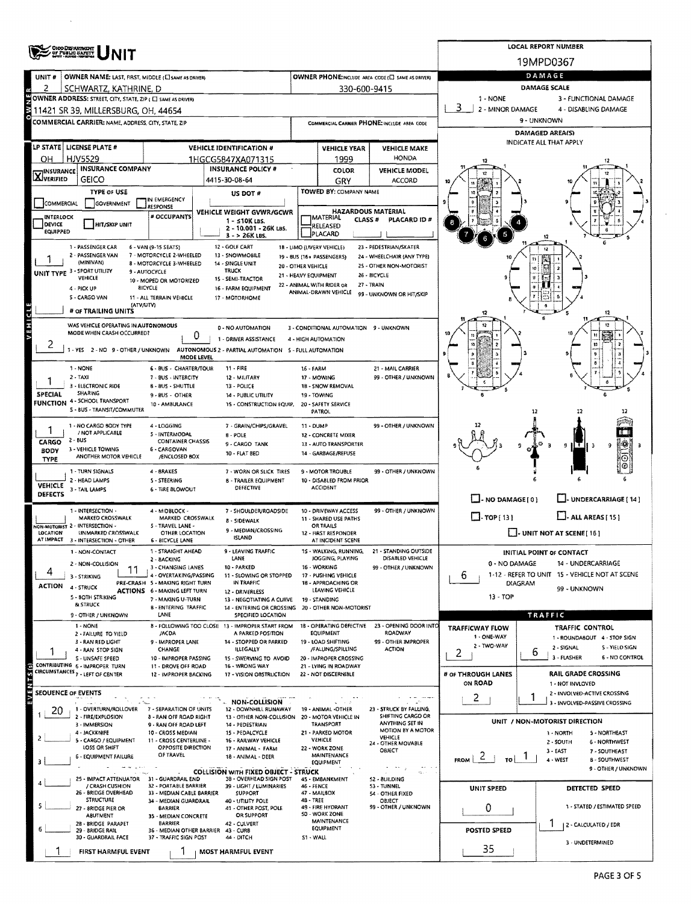# OHIO DEPARTMENT OF PUBLIC SAFETY UNIT

**LOCAL REPORT NUMBER:** 19MPD0367

| Field | Value |
|---|---|
| UNIT # | 2 |
| OWNER NAME: LAST, FIRST, MIDDLE | SCHWARTZ, KATHRINE, D |
| OWNER PHONE | 330-600-9415 |
| OWNER ADDRESS: STREET, CITY, STATE, ZIP | 11421 SR 39, MILLERSBURG, OH, 44654 |
| COMMERCIAL CARRIER: NAME, ADDRESS, CITY, STATE, ZIP | |
| COMMERCIAL CARRIER PHONE | |
| LP STATE | OH |
| LICENSE PLATE # | HJV5529 |
| VEHICLE IDENTIFICATION # | 1HGCG5847XA071315 |
| VEHICLE YEAR | 1999 |
| VEHICLE MAKE | HONDA |
| INSURANCE VERIFIED | X |
| INSURANCE COMPANY | GEICO |
| INSURANCE POLICY # | 4415-30-08-64 |
| COLOR | GRY |
| VEHICLE MODEL | ACCORD |
| TYPE OF USE | |
| US DOT # | |
| TOWED BY: COMPANY NAME | |
| # OCCUPANTS | |
| VEHICLE WEIGHT GVWR/GCWR | |
| HAZARDOUS MATERIAL | |
| UNIT TYPE | 1 |
| # OF TRAILING UNITS | |
| WAS VEHICLE OPERATING IN AUTONOMOUS MODE WHEN CRASH OCCURRED? | 2 |
| AUTONOMOUS MODE LEVEL | 0 |
| SPECIAL FUNCTION | 1 |
| CARGO BODY TYPE | 1 |
| VEHICLE DEFECTS | |
| NON-MOTORIST LOCATION AT IMPACT | |
| ACTION | 4 |
| PRE-CRASH ACTIONS | 11 |
| CONTRIBUTING CIRCUMSTANCES | 1 |

**Unit Type:** 1 - PASSENGER CAR; 2 - PASSENGER VAN (MINIVAN); 3 - SPORT UTILITY VEHICLE; 4 - PICK UP; 5 - CARGO VAN; 6 - VAN (9-15 SEATS); 7 - MOTORCYCLE 2-WHEELED; 8 - MOTORCYCLE 3-WHEELED; 9 - AUTOCYCLE; 10 - MOPED OR MOTORIZED BICYCLE; 11 - ALL TERRAIN VEHICLE (ATV/UTV); 12 - GOLF CART; 13 - SNOWMOBILE; 14 - SINGLE UNIT TRUCK; 15 - SEMI-TRACTOR; 16 - FARM EQUIPMENT; 17 - MOTORHOME; 18 - LIMO (LIVERY VEHICLE); 19 - BUS (16+ PASSENGERS); 20 - OTHER VEHICLE; 21 - HEAVY EQUIPMENT; 22 - ANIMAL WITH RIDER OR ANIMAL-DRAWN VEHICLE; 23 - PEDESTRIAN/SKATER; 24 - WHEELCHAIR (ANY TYPE); 25 - OTHER NON-MOTORIST; 26 - BICYCLE; 27 - TRAIN; 99 - UNKNOWN OR HIT/SKIP

**Pre-Crash Actions:** 1 - STRAIGHT AHEAD; 2 - BACKING; 3 - CHANGING LANES; 4 - OVERTAKING/PASSING; 5 - MAKING RIGHT TURN; 6 - MAKING LEFT TURN; 7 - MAKING U-TURN; 8 - ENTERING TRAFFIC LANE; 9 - LEAVING TRAFFIC LANE; 10 - PARKED; 11 - SLOWING OR STOPPED IN TRAFFIC; 12 - DRIVERLESS; 13 - NEGOTIATING A CURVE; 14 - ENTERING OR CROSSING SPECIFIED LOCATION; 15 - WALKING, RUNNING, JOGGING, PLAYING; 16 - WORKING; 17 - PUSHING VEHICLE; 18 - APPROACHING OR LEAVING VEHICLE; 19 - STANDING; 20 - OTHER NON-MOTORIST; 21 - STANDING OUTSIDE DISABLED VEHICLE; 99 - OTHER / UNKNOWN

**Action:** 1 - NON-CONTACT; 2 - NON-COLLISION; 3 - STRIKING; 4 - STRUCK; 5 - BOTH STRIKING & STRUCK; 9 - OTHER / UNKNOWN

**Contributing Circumstances:** 1 - NONE

## SEQUENCE OF EVENTS

| # | Event |
|---|---|
| 1 | 20 |
| 2 | |
| 3 | |
| 4 | |
| 5 | |
| 6 | |

FIRST HARMFUL EVENT: 1 | MOST HARMFUL EVENT: 1

## DAMAGE

| Field | Value |
|---|---|
| DAMAGE SCALE | 3 - FUNCTIONAL DAMAGE |
| INITIAL POINT OF CONTACT | 6 |

## TRAFFIC

| Field | Value |
|---|---|
| TRAFFICWAY FLOW | 2 - TWO-WAY |
| TRAFFIC CONTROL | 6 - NO CONTROL |
| # OF THROUGH LANES ON ROAD | 2 |
| RAIL GRADE CROSSING | 1 - NOT INVOLVED |

## UNIT / NON-MOTORIST DIRECTION

FROM: 2 (SOUTH) TO: 1 (NORTH)

| Field | Value |
|---|---|
| UNIT SPEED | 0 |
| POSTED SPEED | 35 |
| DETECTED SPEED | 1 - STATED / ESTIMATED SPEED |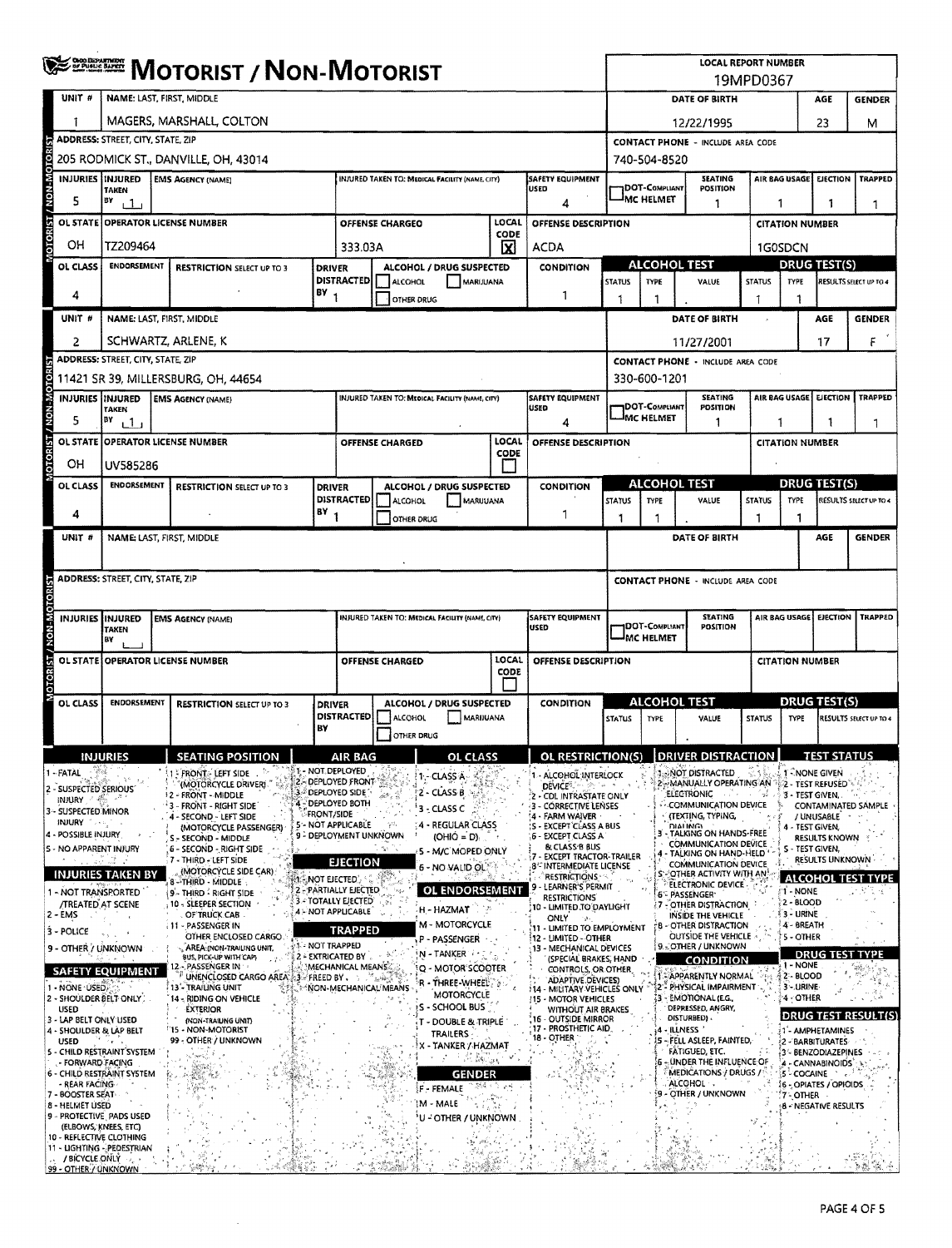# MOTORIST / NON-MOTORIST

**LOCAL REPORT NUMBER:** 19MPD0367

## Unit 1

| UNIT # | NAME: LAST, FIRST, MIDDLE | DATE OF BIRTH | AGE | GENDER |
|---|---|---|---|---|
| 1 | MAGERS, MARSHALL, COLTON | 12/22/1995 | 23 | M |

| ADDRESS: STREET, CITY, STATE, ZIP | CONTACT PHONE - INCLUDE AREA CODE |
|---|---|
| 205 RODMICK ST., DANVILLE, OH, 43014 | 740-504-8520 |

| INJURIES | INJURED TAKEN BY | EMS AGENCY (NAME) | INJURED TAKEN TO: MEDICAL FACILITY (NAME, CITY) | SAFETY EQUIPMENT USED | DOT-COMPLIANT MC HELMET | SEATING POSITION | AIR BAG USAGE | EJECTION | TRAPPED |
|---|---|---|---|---|---|---|---|---|---|
| 5 | 1 | | | 4 | | 1 | 1 | 1 | 1 |

| OL STATE | OPERATOR LICENSE NUMBER | OFFENSE CHARGED | LOCAL CODE | OFFENSE DESCRIPTION | CITATION NUMBER |
|---|---|---|---|---|---|
| OH | TZ209464 | 333.03A | X | ACDA | 1G0SDCN |

| OL CLASS | ENDORSEMENT | RESTRICTION SELECT UP TO 3 | DRIVER DISTRACTED BY | ALCOHOL / DRUG SUSPECTED | CONDITION | ALCOHOL TEST STATUS | TYPE | VALUE | DRUG TEST STATUS | TYPE | RESULTS SELECT UP TO 4 |
|---|---|---|---|---|---|---|---|---|---|---|---|
| 4 | | | 1 | | 1 | 1 | 1 | . | 1 | 1 | |

## Unit 2

| UNIT # | NAME: LAST, FIRST, MIDDLE | DATE OF BIRTH | AGE | GENDER |
|---|---|---|---|---|
| 2 | SCHWARTZ, ARLENE, K | 11/27/2001 | 17 | F |

| ADDRESS: STREET, CITY, STATE, ZIP | CONTACT PHONE - INCLUDE AREA CODE |
|---|---|
| 11421 SR 39, MILLERSBURG, OH, 44654 | 330-600-1201 |

| INJURIES | INJURED TAKEN BY | EMS AGENCY (NAME) | INJURED TAKEN TO: MEDICAL FACILITY (NAME, CITY) | SAFETY EQUIPMENT USED | DOT-COMPLIANT MC HELMET | SEATING POSITION | AIR BAG USAGE | EJECTION | TRAPPED |
|---|---|---|---|---|---|---|---|---|---|
| 5 | 1 | | | 4 | | 1 | 1 | 1 | 1 |

| OL STATE | OPERATOR LICENSE NUMBER | OFFENSE CHARGED | LOCAL CODE | OFFENSE DESCRIPTION | CITATION NUMBER |
|---|---|---|---|---|---|
| OH | UV585286 | | | | |

| OL CLASS | ENDORSEMENT | RESTRICTION SELECT UP TO 3 | DRIVER DISTRACTED BY | ALCOHOL / DRUG SUSPECTED | CONDITION | ALCOHOL TEST STATUS | TYPE | VALUE | DRUG TEST STATUS | TYPE | RESULTS SELECT UP TO 4 |
|---|---|---|---|---|---|---|---|---|---|---|---|
| 4 | | | 1 | | 1 | 1 | 1 | . | 1 | 1 | |

## Unit (blank)

| UNIT # | NAME: LAST, FIRST, MIDDLE | DATE OF BIRTH | AGE | GENDER |
|---|---|---|---|---|
| | | | | |

## Codes

**INJURIES**
1 - FATAL
2 - SUSPECTED SERIOUS INJURY
3 - SUSPECTED MINOR INJURY
4 - POSSIBLE INJURY
5 - NO APPARENT INJURY

**INJURIES TAKEN BY**
1 - NOT TRANSPORTED /TREATED AT SCENE
2 - EMS
3 - POLICE
9 - OTHER / UNKNOWN

**SAFETY EQUIPMENT**
1 - NONE USED
2 - SHOULDER BELT ONLY USED
3 - LAP BELT ONLY USED
4 - SHOULDER & LAP BELT USED
5 - CHILD RESTRAINT SYSTEM - FORWARD FACING
6 - CHILD RESTRAINT SYSTEM - REAR FACING
7 - BOOSTER SEAT
8 - HELMET USED
9 - PROTECTIVE PADS USED (ELBOWS, KNEES, ETC)
10 - REFLECTIVE CLOTHING
11 - LIGHTING - PEDESTRIAN / BICYCLE ONLY
99 - OTHER / UNKNOWN

**SEATING POSITION**
1 - FRONT - LEFT SIDE (MOTORCYCLE DRIVER)
2 - FRONT - MIDDLE
3 - FRONT - RIGHT SIDE
4 - SECOND - LEFT SIDE (MOTORCYCLE PASSENGER)
5 - SECOND - MIDDLE
6 - SECOND - RIGHT SIDE
7 - THIRD - LEFT SIDE (MOTORCYCLE SIDE CAR)
8 - THIRD - MIDDLE
9 - THIRD - RIGHT SIDE
10 - SLEEPER SECTION OF TRUCK CAB
11 - PASSENGER IN OTHER ENCLOSED CARGO AREA (NON-TRAILING UNIT, BUS, PICK-UP WITH CAP)
12 - PASSENGER IN UNENCLOSED CARGO AREA
13 - TRAILING UNIT
14 - RIDING ON VEHICLE EXTERIOR (NON-TRAILING UNIT)
15 - NON-MOTORIST
99 - OTHER / UNKNOWN

**AIR BAG**
1 - NOT DEPLOYED
2 - DEPLOYED FRONT
3 - DEPLOYED SIDE
4 - DEPLOYED BOTH FRONT/SIDE
5 - NOT APPLICABLE
9 - DEPLOYMENT UNKNOWN

**EJECTION**
1 - NOT EJECTED
2 - PARTIALLY EJECTED
3 - TOTALLY EJECTED
4 - NOT APPLICABLE

**TRAPPED**
1 - NOT TRAPPED
2 - EXTRICATED BY MECHANICAL MEANS
3 - FREED BY NON-MECHANICAL MEANS

**OL CLASS**
1 - CLASS A
2 - CLASS B
3 - CLASS C
4 - REGULAR CLASS (OHIO = D)
5 - M/C MOPED ONLY
6 - NO VALID OL

**OL ENDORSEMENT**
H - HAZMAT
M - MOTORCYCLE
P - PASSENGER
N - TANKER
Q - MOTOR SCOOTER
R - THREE-WHEEL MOTORCYCLE
S - SCHOOL BUS
T - DOUBLE & TRIPLE TRAILERS
X - TANKER / HAZMAT

**GENDER**
F - FEMALE
M - MALE
U - OTHER / UNKNOWN

**OL RESTRICTION(S)**
1 - ALCOHOL INTERLOCK DEVICE
2 - CDL INTRASTATE ONLY
3 - CORRECTIVE LENSES
4 - FARM WAIVER
5 - EXCEPT CLASS A BUS
6 - EXCEPT CLASS A & CLASS B BUS
7 - EXCEPT TRACTOR-TRAILER
8 - INTERMEDIATE LICENSE RESTRICTIONS
9 - LEARNER'S PERMIT RESTRICTIONS
10 - LIMITED TO DAYLIGHT ONLY
11 - LIMITED TO EMPLOYMENT
12 - LIMITED - OTHER
13 - MECHANICAL DEVICES (SPECIAL BRAKES, HAND CONTROLS, OR OTHER ADAPTIVE DEVICES)
14 - MILITARY VEHICLES ONLY
15 - MOTOR VEHICLES WITHOUT AIR BRAKES
16 - OUTSIDE MIRROR
17 - PROSTHETIC AID
18 - OTHER

**DRIVER DISTRACTION**
1 - NOT DISTRACTED
2 - MANUALLY OPERATING AN ELECTRONIC COMMUNICATION DEVICE (TEXTING, TYPING, DIALING)
3 - TALKING ON HANDS-FREE COMMUNICATION DEVICE
4 - TALKING ON HAND-HELD COMMUNICATION DEVICE
5 - OTHER ACTIVITY WITH AN ELECTRONIC DEVICE
6 - PASSENGER
7 - OTHER DISTRACTION INSIDE THE VEHICLE
8 - OTHER DISTRACTION OUTSIDE THE VEHICLE
9 - OTHER / UNKNOWN

**CONDITION**
1 - APPARENTLY NORMAL
2 - PHYSICAL IMPAIRMENT
3 - EMOTIONAL (E.G., DEPRESSED, ANGRY, DISTURBED)
4 - ILLNESS
5 - FELL ASLEEP, FAINTED, FATIGUED, ETC.
6 - UNDER THE INFLUENCE OF MEDICATIONS / DRUGS / ALCOHOL
9 - OTHER / UNKNOWN

**TEST STATUS**
1 - NONE GIVEN
2 - TEST REFUSED
3 - TEST GIVEN, CONTAMINATED SAMPLE / UNUSABLE
4 - TEST GIVEN, RESULTS KNOWN
5 - TEST GIVEN, RESULTS UNKNOWN

**ALCOHOL TEST TYPE**
1 - NONE
2 - BLOOD
3 - URINE
4 - BREATH
5 - OTHER

**DRUG TEST TYPE**
1 - NONE
2 - BLOOD
3 - URINE
4 - OTHER

**DRUG TEST RESULT(S)**
1 - AMPHETAMINES
2 - BARBITURATES
3 - BENZODIAZEPINES
4 - CANNABINOIDS
5 - COCAINE
6 - OPIATES / OPIOIDS
7 - OTHER
8 - NEGATIVE RESULTS